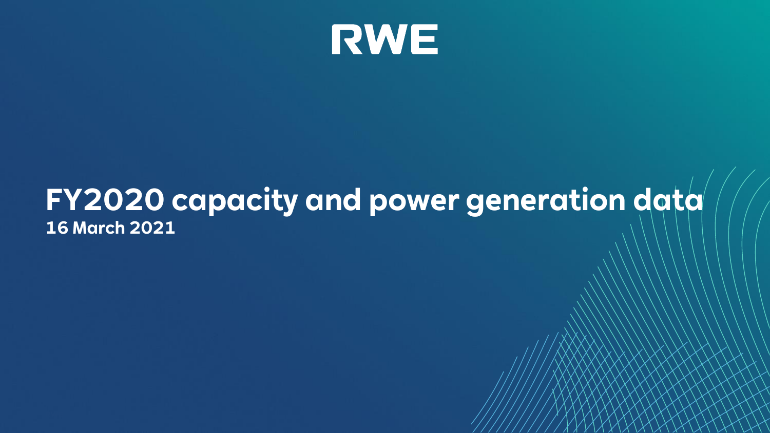RWE

# FY2020 capacity and power generation data

**16 March 2021**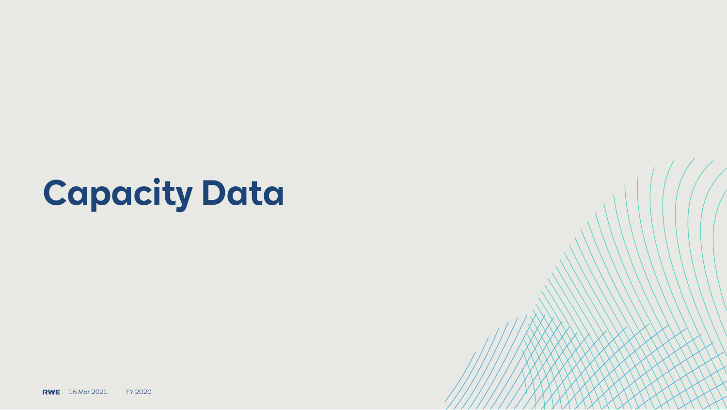# Capacity Data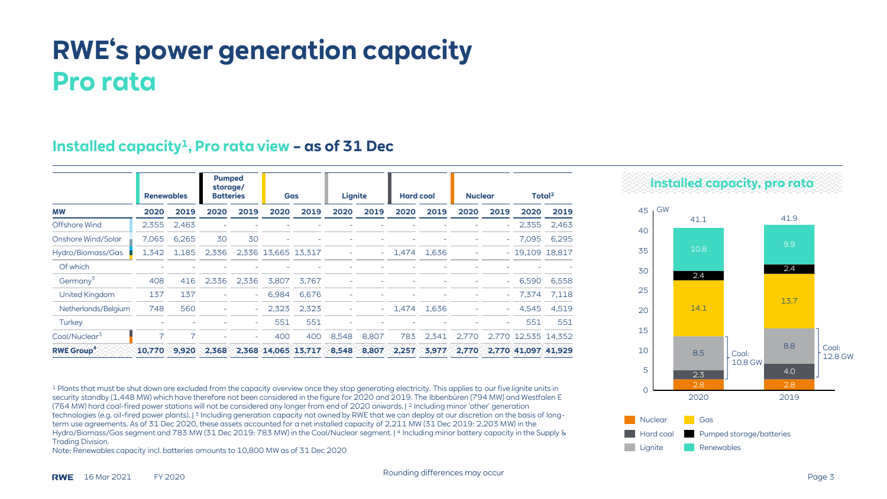# RWE's power generation capacity
## Pro rata

### Installed capacity[1], Pro rata view – as of 31 Dec

| MW | Renewables | | Pumped storage/ Batteries | | Gas | | Lignite | | Hard coal | | Nuclear | | Total[2] | |
|---|---|---|---|---|---|---|---|---|---|---|---|---|---|---|
| | 2020 | 2019 | 2020 | 2019 | 2020 | 2019 | 2020 | 2019 | 2020 | 2019 | 2020 | 2019 | 2020 | 2019 |
| Offshore Wind | 2,355 | 2,463 | - | - | - | - | - | - | - | - | - | - | 2,355 | 2,463 |
| Onshore Wind/Solar | 7,065 | 6,265 | 30 | 30 | - | - | - | - | - | - | - | - | 7,095 | 6,295 |
| Hydro/Biomass/Gas | 1,342 | 1,185 | 2,336 | 2,336 | 13,665 | 13,317 | - | - | 1,474 | 1,636 | - | - | 19,109 | 18,817 |
| Of which | - | - | - | - | - | - | - | - | - | - | - | - | - | - |
| Germany[3] | 408 | 416 | 2,336 | 2,336 | 3,807 | 3,767 | - | - | - | - | - | - | 6,590 | 6,558 |
| United Kingdom | 137 | 137 | - | - | 6,984 | 6,676 | - | - | - | - | - | - | 7,374 | 7,118 |
| Netherlands/Belgium | 748 | 560 | - | - | 2,323 | 2,323 | - | - | 1,474 | 1,636 | - | - | 4,545 | 4,519 |
| Turkey | - | - | - | - | 551 | 551 | - | - | - | - | - | - | 551 | 551 |
| Coal/Nuclear[3] | 7 | 7 | - | - | 400 | 400 | 8,548 | 8,807 | 783 | 2,341 | 2,770 | 2,770 | 12,535 | 14,352 |
| **RWE Group[4]** | **10,770** | **9,920** | **2,368** | **2,368** | **14,065** | **13,717** | **8,548** | **8,807** | **2,257** | **3,977** | **2,770** | **2,770** | **41,097** | **41,929** |

[1] Plants that must be shut down are excluded from the capacity overview once they stop generating electricity. This applies to our five lignite units in security standby (1,448 MW) which have therefore not been considered in the figure for 2020 and 2019. The Ibbenbüren (794 MW) and Westfalen E (764 MW) hard coal-fired power stations will not be considered any longer from end of 2020 onwards. | [2] Including minor 'other' generation technologies (e.g. oil-fired power plants). | [3] Including generation capacity not owned by RWE that we can deploy at our discretion on the basis of long-term use agreements. As of 31 Dec 2020, these assets accounted for a net installed capacity of 2,211 MW (31 Dec 2019: 2,203 MW) in the Hydro/Biomass/Gas segment and 783 MW (31 Dec 2019: 783 MW) in the Coal/Nuclear segment. | [4] Including minor battery capacity in the Supply & Trading Division.

Note: Renewables capacity incl. batteries amounts to 10,800 MW as of 31 Dec 2020

### Installed capacity, pro rata

| GW | 2020 | 2019 |
|---|---|---|
| Renewables | 10.8 | 9.9 |
| Pumped storage/batteries | 2.4 | 2.4 |
| Gas | 14.1 | 13.7 |
| Lignite | 8.5 | 8.8 |
| Hard coal | 2.3 | 4.0 |
| Nuclear | 2.8 | 2.8 |
| Total | 41.1 | 41.9 |
| Coal | 10.8 GW | 12.8 GW |

Rounding differences may occur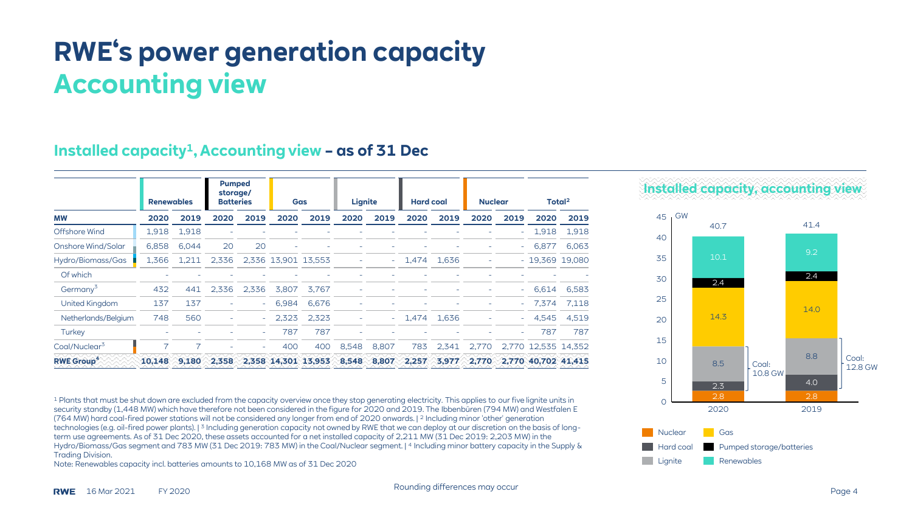# RWE's power generation capacity
## Accounting view

### Installed capacity[1], Accounting view – as of 31 Dec

| MW | Renewables | | Pumped storage/ Batteries | | Gas | | Lignite | | Hard coal | | Nuclear | | Total[2] | |
|---|---|---|---|---|---|---|---|---|---|---|---|---|---|---|
| | 2020 | 2019 | 2020 | 2019 | 2020 | 2019 | 2020 | 2019 | 2020 | 2019 | 2020 | 2019 | 2020 | 2019 |
| Offshore Wind | 1,918 | 1,918 | - | - | - | - | - | - | - | - | - | - | 1,918 | 1,918 |
| Onshore Wind/Solar | 6,858 | 6,044 | 20 | 20 | - | - | - | - | - | - | - | - | 6,877 | 6,063 |
| Hydro/Biomass/Gas | 1,366 | 1,211 | 2,336 | 2,336 | 13,901 | 13,553 | - | - | 1,474 | 1,636 | - | - | 19,369 | 19,080 |
| Of which | - | - | - | - | - | - | - | - | - | - | - | - | - | - |
| Germany[3] | 432 | 441 | 2,336 | 2,336 | 3,807 | 3,767 | - | - | - | - | - | - | 6,614 | 6,583 |
| United Kingdom | 137 | 137 | - | - | 6,984 | 6,676 | - | - | - | - | - | - | 7,374 | 7,118 |
| Netherlands/Belgium | 748 | 560 | - | - | 2,323 | 2,323 | - | - | 1,474 | 1,636 | - | - | 4,545 | 4,519 |
| Turkey | - | - | - | - | 787 | 787 | - | - | - | - | - | - | 787 | 787 |
| Coal/Nuclear[3] | 7 | 7 | - | - | 400 | 400 | 8,548 | 8,807 | 783 | 2,341 | 2,770 | 2,770 | 12,535 | 14,352 |
| **RWE Group[4]** | **10,148** | **9,180** | **2,358** | **2,358** | **14,301** | **13,953** | **8,548** | **8,807** | **2,257** | **3,977** | **2,770** | **2,770** | **40,702** | **41,415** |

[1] Plants that must be shut down are excluded from the capacity overview once they stop generating electricity. This applies to our five lignite units in security standby (1,448 MW) which have therefore not been considered in the figure for 2020 and 2019. The Ibbenbüren (794 MW) and Westfalen E (764 MW) hard coal-fired power stations will not be considered any longer from end of 2020 onwards. | [2] Including minor 'other' generation technologies (e.g. oil-fired power plants). | [3] Including generation capacity not owned by RWE that we can deploy at our discretion on the basis of long-term use agreements. As of 31 Dec 2020, these assets accounted for a net installed capacity of 2,211 MW (31 Dec 2019: 2,203 MW) in the Hydro/Biomass/Gas segment and 783 MW (31 Dec 2019: 783 MW) in the Coal/Nuclear segment. | [4] Including minor battery capacity in the Supply & Trading Division.

Note: Renewables capacity incl. batteries amounts to 10,168 MW as of 31 Dec 2020

### Installed capacity, accounting view

| GW | 2020 | 2019 |
|---|---|---|
| Renewables | 10.1 | 9.2 |
| Pumped storage/batteries | 2.4 | 2.4 |
| Gas | 14.3 | 14.0 |
| Lignite | 8.5 | 8.8 |
| Hard coal | 2.3 | 4.0 |
| Nuclear | 2.8 | 2.8 |
| Total | 40.7 | 41.4 |
| Coal | 10.8 GW | 12.8 GW |

Rounding differences may occur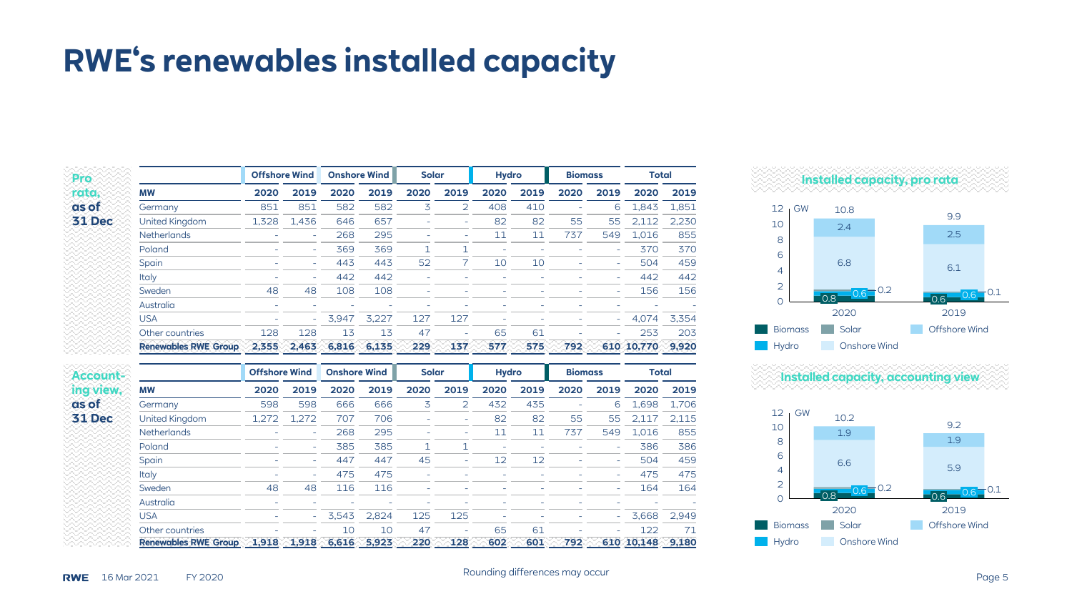# RWE's renewables installed capacity

**Pro rata, as of 31 Dec**

| MW | Offshore Wind 2020 | Offshore Wind 2019 | Onshore Wind 2020 | Onshore Wind 2019 | Solar 2020 | Solar 2019 | Hydro 2020 | Hydro 2019 | Biomass 2020 | Biomass 2019 | Total 2020 | Total 2019 |
|---|---|---|---|---|---|---|---|---|---|---|---|---|
| Germany | 851 | 851 | 582 | 582 | 3 | 2 | 408 | 410 | - | 6 | 1,843 | 1,851 |
| United Kingdom | 1,328 | 1,436 | 646 | 657 | - | - | 82 | 82 | 55 | 55 | 2,112 | 2,230 |
| Netherlands | - | - | 268 | 295 | - | - | 11 | 11 | 737 | 549 | 1,016 | 855 |
| Poland | - | - | 369 | 369 | 1 | 1 | - | - | - | - | 370 | 370 |
| Spain | - | - | 443 | 443 | 52 | 7 | 10 | 10 | - | - | 504 | 459 |
| Italy | - | - | 442 | 442 | - | - | - | - | - | - | 442 | 442 |
| Sweden | 48 | 48 | 108 | 108 | - | - | - | - | - | - | 156 | 156 |
| Australia | - | - | - | - | - | - | - | - | - | - | - | - |
| USA | - | - | 3,947 | 3,227 | 127 | 127 | - | - | - | - | 4,074 | 3,354 |
| Other countries | 128 | 128 | 13 | 13 | 47 | - | 65 | 61 | - | - | 253 | 203 |
| **Renewables RWE Group** | **2,355** | **2,463** | **6,816** | **6,135** | **229** | **137** | **577** | **575** | **792** | **610** | **10,770** | **9,920** |

**Accounting view, as of 31 Dec**

| MW | Offshore Wind 2020 | Offshore Wind 2019 | Onshore Wind 2020 | Onshore Wind 2019 | Solar 2020 | Solar 2019 | Hydro 2020 | Hydro 2019 | Biomass 2020 | Biomass 2019 | Total 2020 | Total 2019 |
|---|---|---|---|---|---|---|---|---|---|---|---|---|
| Germany | 598 | 598 | 666 | 666 | 3 | 2 | 432 | 435 | - | 6 | 1,698 | 1,706 |
| United Kingdom | 1,272 | 1,272 | 707 | 706 | - | - | 82 | 82 | 55 | 55 | 2,117 | 2,115 |
| Netherlands | - | - | 268 | 295 | - | - | 11 | 11 | 737 | 549 | 1,016 | 855 |
| Poland | - | - | 385 | 385 | 1 | 1 | - | - | - | - | 386 | 386 |
| Spain | - | - | 447 | 447 | 45 | - | 12 | 12 | - | - | 504 | 459 |
| Italy | - | - | 475 | 475 | - | - | - | - | - | - | 475 | 475 |
| Sweden | 48 | 48 | 116 | 116 | - | - | - | - | - | - | 164 | 164 |
| Australia | - | - | - | - | - | - | - | - | - | - | - | - |
| USA | - | - | 3,543 | 2,824 | 125 | 125 | - | - | - | - | 3,668 | 2,949 |
| Other countries | - | - | 10 | 10 | 47 | - | 65 | 61 | - | - | 122 | 71 |
| **Renewables RWE Group** | **1,918** | **1,918** | **6,616** | **5,923** | **220** | **128** | **602** | **601** | **792** | **610** | **10,148** | **9,180** |

**Installed capacity, pro rata** (GW)

| | 2020 | 2019 |
|---|---|---|
| Biomass | 0.8 | 0.6 |
| Hydro | 0.6 | 0.6 |
| Solar | 0.2 | 0.1 |
| Onshore Wind | 6.8 | 6.1 |
| Offshore Wind | 2.4 | 2.5 |
| Total | 10.8 | 9.9 |

**Installed capacity, accounting view** (GW)

| | 2020 | 2019 |
|---|---|---|
| Biomass | 0.8 | 0.6 |
| Hydro | 0.6 | 0.6 |
| Solar | 0.2 | 0.1 |
| Onshore Wind | 6.6 | 5.9 |
| Offshore Wind | 1.9 | 1.9 |
| Total | 10.2 | 9.2 |

Rounding differences may occur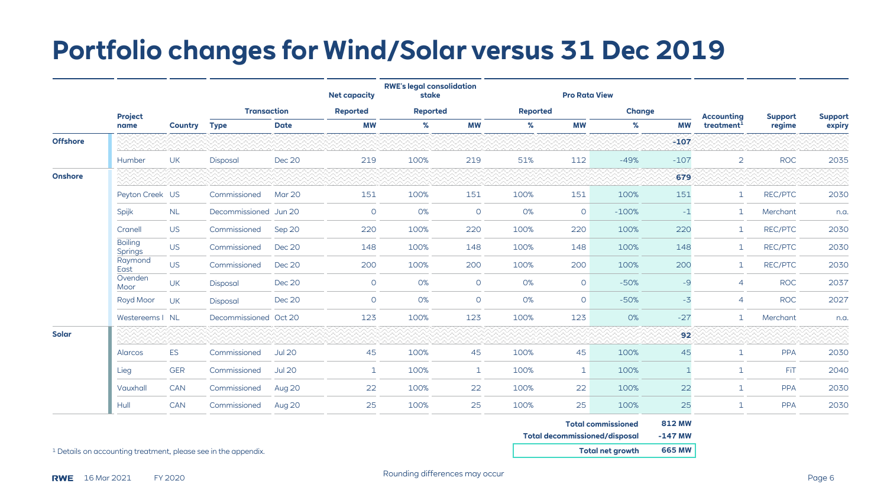# Portfolio changes for Wind/Solar versus 31 Dec 2019

| | Project name | Country | Transaction | | Net capacity | RWE's legal consolidation stake | | Pro Rata View | | | | Accounting treatment[1] | Support regime | Support expiry |
|---|---|---|---|---|---|---|---|---|---|---|---|---|---|---|
| | | | | | Reported | Reported | | Reported | | Change | | | | |
| | | | Type | Date | MW | % | MW | % | MW | % | MW | | | |
| **Offshore** | | | | | | | | | | | **-107** | | | |
| | Humber | UK | Disposal | Dec 20 | 219 | 100% | 219 | 51% | 112 | -49% | -107 | 2 | ROC | 2035 |
| **Onshore** | | | | | | | | | | | **679** | | | |
| | Peyton Creek | US | Commissioned | Mar 20 | 151 | 100% | 151 | 100% | 151 | 100% | 151 | 1 | REC/PTC | 2030 |
| | Spijk | NL | Decommissioned | Jun 20 | 0 | 0% | 0 | 0% | 0 | -100% | -1 | 1 | Merchant | n.a. |
| | Cranell | US | Commissioned | Sep 20 | 220 | 100% | 220 | 100% | 220 | 100% | 220 | 1 | REC/PTC | 2030 |
| | Boiling Springs | US | Commissioned | Dec 20 | 148 | 100% | 148 | 100% | 148 | 100% | 148 | 1 | REC/PTC | 2030 |
| | Raymond East | US | Commissioned | Dec 20 | 200 | 100% | 200 | 100% | 200 | 100% | 200 | 1 | REC/PTC | 2030 |
| | Ovenden Moor | UK | Disposal | Dec 20 | 0 | 0% | 0 | 0% | 0 | -50% | -9 | 4 | ROC | 2037 |
| | Royd Moor | UK | Disposal | Dec 20 | 0 | 0% | 0 | 0% | 0 | -50% | -3 | 4 | ROC | 2027 |
| | Westereems I | NL | Decommissioned | Oct 20 | 123 | 100% | 123 | 100% | 123 | 0% | -27 | 1 | Merchant | n.a. |
| **Solar** | | | | | | | | | | | **92** | | | |
| | Alarcos | ES | Commissioned | Jul 20 | 45 | 100% | 45 | 100% | 45 | 100% | 45 | 1 | PPA | 2030 |
| | Lieg | GER | Commissioned | Jul 20 | 1 | 100% | 1 | 100% | 1 | 100% | 1 | 1 | FiT | 2040 |
| | Vauxhall | CAN | Commissioned | Aug 20 | 22 | 100% | 22 | 100% | 22 | 100% | 22 | 1 | PPA | 2030 |
| | Hull | CAN | Commissioned | Aug 20 | 25 | 100% | 25 | 100% | 25 | 100% | 25 | 1 | PPA | 2030 |

| | |
|---|---|
| **Total commissioned** | **812 MW** |
| **Total decommissioned/disposal** | **-147 MW** |
| **Total net growth** | **665 MW** |

[1] Details on accounting treatment, please see in the appendix.

Rounding differences may occur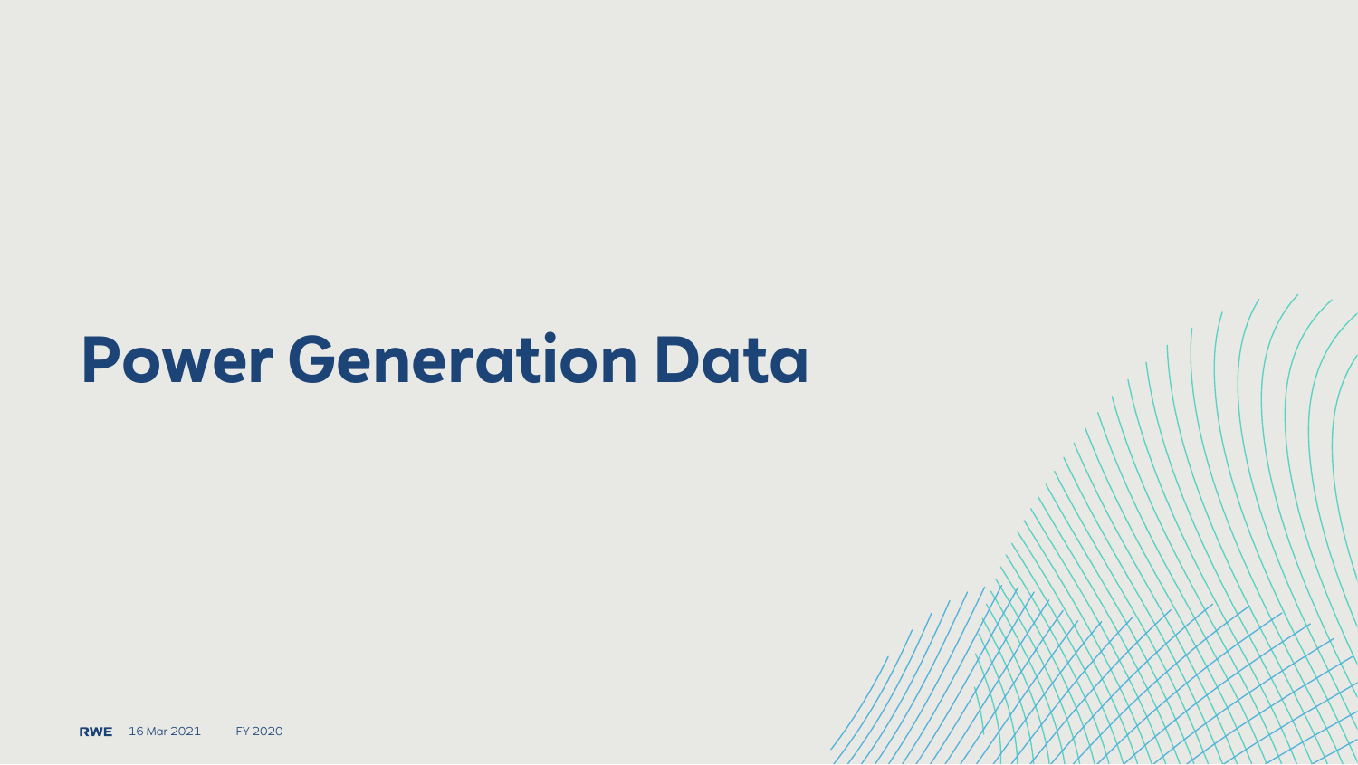# Power Generation Data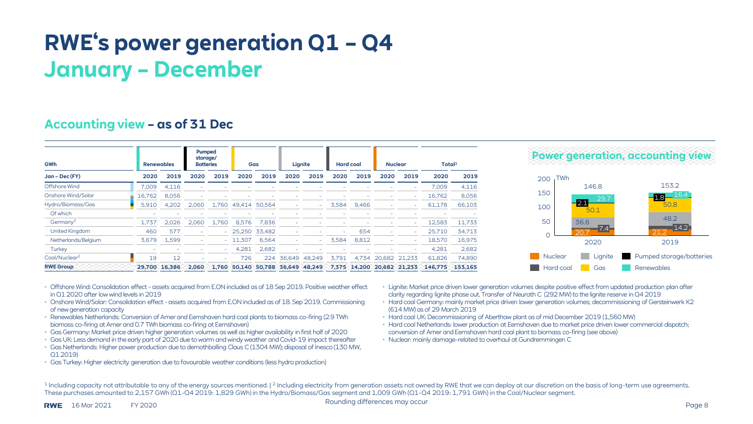# RWE's power generation Q1 – Q4

## January – December

### Accounting view – as of 31 Dec

| GWh | Renewables | | Pumped storage/ Batteries | | Gas | | Lignite | | Hard coal | | Nuclear | | Total[1] | |
|---|---|---|---|---|---|---|---|---|---|---|---|---|---|---|
| Jan – Dec (FY) | 2020 | 2019 | 2020 | 2019 | 2020 | 2019 | 2020 | 2019 | 2020 | 2019 | 2020 | 2019 | 2020 | 2019 |
| Offshore Wind | 7,009 | 4,116 | - | - | - | - | - | - | - | - | - | - | 7,009 | 4,116 |
| Onshore Wind/Solar | 16,762 | 8,056 | - | - | - | - | - | - | - | - | - | - | 16,762 | 8,056 |
| Hydro/Biomass/Gas | 5,910 | 4,202 | 2,060 | 1,760 | 49,414 | 50,564 | - | - | 3,584 | 9,466 | - | - | 61,178 | 66,103 |
| Of which | - | - | - | - | - | - | - | - | - | - | - | - | - | - |
| Germany[2] | 1,737 | 2,026 | 2,060 | 1,760 | 8,576 | 7,836 | - | - | - | - | - | - | 12,583 | 11,733 |
| United Kingdom | 460 | 577 | - | - | 25,250 | 33,482 | - | - | - | 654 | - | - | 25,710 | 34,713 |
| Netherlands/Belgium | 3,679 | 1,599 | - | - | 11,307 | 6,564 | - | - | 3,584 | 8,812 | - | - | 18,570 | 16,975 |
| Turkey | - | - | - | - | 4,281 | 2,682 | - | - | - | - | - | - | 4,281 | 2,682 |
| Coal/Nuclear[2] | 19 | 12 | - | - | 726 | 224 | 36,649 | 48,249 | 3,791 | 4,734 | 20,682 | 21,233 | 61,826 | 74,890 |
| **RWE Group** | **29,700** | **16,386** | **2,060** | **1,760** | **50,140** | **50,788** | **36,649** | **48,249** | **7,375** | **14,200** | **20,682** | **21,233** | **146,775** | **153,165** |

**Power generation, accounting view**

| TWh | 2020 | 2019 |
|---|---|---|
| Nuclear | 20.7 | 21.2 |
| Hard coal | 7.4 | 14.2 |
| Lignite | 36.6 | 48.2 |
| Gas | 50.1 | 50.8 |
| Pumped storage/batteries | 2.1 | 1.8 |
| Renewables | 29.7 | 16.4 |
| Total | 146.8 | 153.2 |

- Offshore Wind: Consolidation effect - assets acquired from E.ON included as of 18 Sep 2019. Positive weather effect in Q1 2020 after low wind levels in 2019
- Onshore Wind/Solar: Consolidation effect - assets acquired from E.ON included as of 18. Sep 2019. Commissioning of new generation capacity
- Renewables Netherlands: Conversion of Amer and Eemshaven hard coal plants to biomass co-firing (2.9 TWh biomass co-firing at Amer and 0.7 TWh biomass co-firing at Eemshaven)
- Gas Germany: Market price driven higher generation volumes as well as higher availability in first half of 2020
- Gas UK: Less demand in the early part of 2020 due to warm and windy weather and Covid-19 impact thereafter
- Gas Netherlands: Higher power production due to demothballing Claus C (1304 MW); disposal of Inesco (130 MW, Q1 2019)
- Gas Turkey: Higher electricity generation due to favourable weather conditions (less hydro production)
- Lignite: Market price driven lower generation volumes despite positive effect from updated production plan after clarity regarding lignite phase out. Transfer of Neurath C (292 MW) to the lignite reserve in Q4 2019
- Hard coal Germany: mainly market price driven lower generation volumes; decommissioning of Gersteinwerk K2 (614 MW) as of 29 March 2019
- Hard coal UK: Decommissioning of Aberthaw plant as of mid December 2019 (1,560 MW)
- Hard coal Netherlands: lower production at Eemshaven due to market price driven lower commercial dispatch; conversion of Amer and Eemshaven hard coal plant to biomass co-firing (see above)
- Nuclear: mainly damage-related to overhaul at Gundremmingen C

[1] Including capacity not attributable to any of the energy sources mentioned. | [2] Including electricity from generation assets not owned by RWE that we can deploy at our discretion on the basis of long-term use agreements. These purchases amounted to 2,157 GWh (Q1-Q4 2019: 1,829 GWh) in the Hydro/Biomass/Gas segment and 1,009 GWh (Q1-Q4 2019: 1,791 GWh) in the Coal/Nuclear segment.

Rounding differences may occur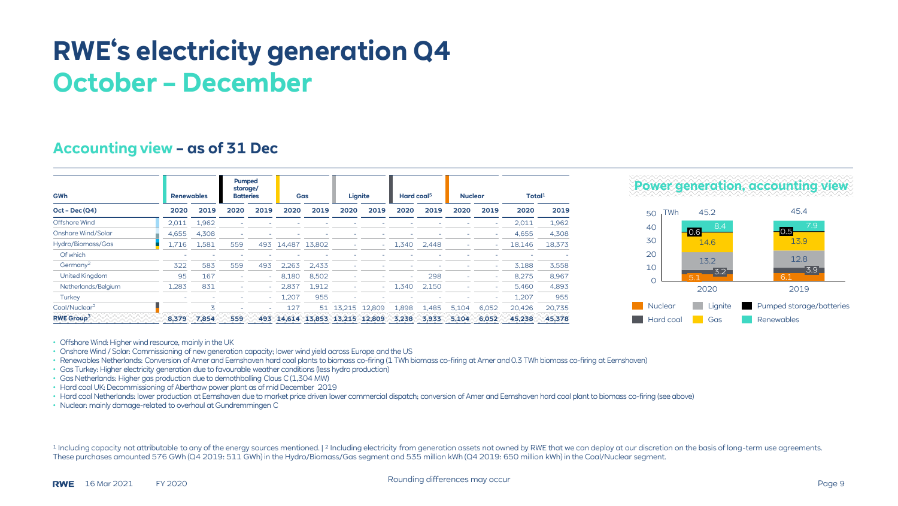# RWE's electricity generation Q4

## October – December

### Accounting view – as of 31 Dec

| GWh | Renewables | | Pumped storage/ Batteries | | Gas | | Lignite | | Hard coal[5] | | Nuclear | | Total[1] | |
|---|---|---|---|---|---|---|---|---|---|---|---|---|---|---|
| **Oct – Dec (Q4)** | **2020** | **2019** | **2020** | **2019** | **2020** | **2019** | **2020** | **2019** | **2020** | **2019** | **2020** | **2019** | **2020** | **2019** |
| Offshore Wind | 2,011 | 1,962 | - | - | - | - | - | - | - | - | - | - | 2,011 | 1,962 |
| Onshore Wind/Solar | 4,655 | 4,308 | - | - | - | - | - | - | - | - | - | - | 4,655 | 4,308 |
| Hydro/Biomass/Gas | 1,716 | 1,581 | 559 | 493 | 14,487 | 13,802 | - | - | 1,340 | 2,448 | - | - | 18,146 | 18,373 |
| Of which | - | - | - | - | - | - | - | - | - | - | - | - | - | - |
| Germany[2] | 322 | 583 | 559 | 493 | 2,263 | 2,433 | - | - | - | - | - | - | 3,188 | 3,558 |
| United Kingdom | 95 | 167 | - | - | 8,180 | 8,502 | - | - | - | 298 | - | - | 8,275 | 8,967 |
| Netherlands/Belgium | 1,283 | 831 | - | - | 2,837 | 1,912 | - | - | 1,340 | 2,150 | - | - | 5,460 | 4,893 |
| Turkey | - | - | - | - | 1,207 | 955 | - | - | - | - | - | - | 1,207 | 955 |
| Coal/Nuclear[2] | | 3 | - | - | 127 | 51 | 13,215 | 12,809 | 1,898 | 1,485 | 5,104 | 6,052 | 20,426 | 20,735 |
| **RWE Group[3]** | **8,379** | **7,854** | **559** | **493** | **14,614** | **13,853** | **13,215** | **12,809** | **3,238** | **3,933** | **5,104** | **6,052** | **45,238** | **45,378** |

**Power generation, accounting view**

| TWh | 2020 | 2019 |
|---|---|---|
| Renewables | 8.4 | 7.9 |
| Pumped storage/batteries | 0.6 | 0.5 |
| Gas | 14.6 | 13.9 |
| Lignite | 13.2 | 12.8 |
| Hard coal | 3.2 | 3.9 |
| Nuclear | 5.1 | 6.1 |
| Total | 45.2 | 45.4 |

- Offshore Wind: Higher wind resource, mainly in the UK
- Onshore Wind / Solar: Commissioning of new generation capacity; lower wind yield across Europe and the US
- Renewables Netherlands: Conversion of Amer and Eemshaven hard coal plants to biomass co-firing (1 TWh biomass co-firing at Amer and 0.3 TWh biomass co-firing at Eemshaven)
- Gas Turkey: Higher electricity generation due to favourable weather conditions (less hydro production)
- Gas Netherlands: Higher gas production due to demothballing Claus C (1,304 MW)
- Hard coal UK: Decommissioning of Aberthaw power plant as of mid December 2019
- Hard coal Netherlands: lower production at Eemshaven due to market price driven lower commercial dispatch; conversion of Amer and Eemshaven hard coal plant to biomass co-firing (see above)
- Nuclear: mainly damage-related to overhaul at Gundremmingen C

[1] Including capacity not attributable to any of the energy sources mentioned. | [2] Including electricity from generation assets not owned by RWE that we can deploy at our discretion on the basis of long-term use agreements. These purchases amounted 576 GWh (Q4 2019: 511 GWh) in the Hydro/Biomass/Gas segment and 535 million kWh (Q4 2019: 650 million kWh) in the Coal/Nuclear segment.

Rounding differences may occur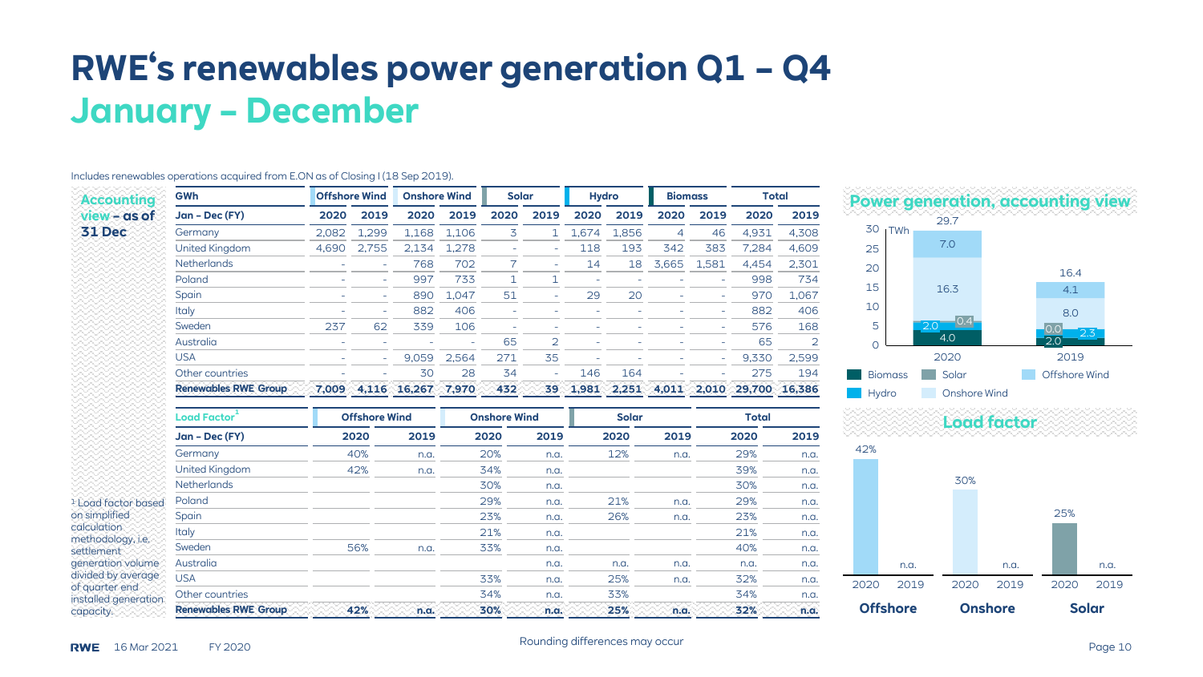# RWE's renewables power generation Q1 – Q4
## January – December

Includes renewables operations acquired from E.ON as of Closing I (18 Sep 2019).

**Accounting view – as of 31 Dec**

| GWh | Offshore Wind | | Onshore Wind | | Solar | | Hydro | | Biomass | | Total | |
|---|---|---|---|---|---|---|---|---|---|---|---|---|
| Jan – Dec (FY) | 2020 | 2019 | 2020 | 2019 | 2020 | 2019 | 2020 | 2019 | 2020 | 2019 | 2020 | 2019 |
| Germany | 2,082 | 1,299 | 1,168 | 1,106 | 3 | 1 | 1,674 | 1,856 | 4 | 46 | 4,931 | 4,308 |
| United Kingdom | 4,690 | 2,755 | 2,134 | 1,278 | - | - | 118 | 193 | 342 | 383 | 7,284 | 4,609 |
| Netherlands | - | - | 768 | 702 | 7 | - | 14 | 18 | 3,665 | 1,581 | 4,454 | 2,301 |
| Poland | - | - | 997 | 733 | 1 | 1 | - | - | - | - | 998 | 734 |
| Spain | - | - | 890 | 1,047 | 51 | - | 29 | 20 | - | - | 970 | 1,067 |
| Italy | - | - | 882 | 406 | - | - | - | - | - | - | 882 | 406 |
| Sweden | 237 | 62 | 339 | 106 | - | - | - | - | - | - | 576 | 168 |
| Australia | - | - | - | - | 65 | 2 | - | - | - | - | 65 | 2 |
| USA | - | - | 9,059 | 2,564 | 271 | 35 | - | - | - | - | 9,330 | 2,599 |
| Other countries | - | - | 30 | 28 | 34 | - | 146 | 164 | - | - | 275 | 194 |
| **Renewables RWE Group** | **7,009** | **4,116** | **16,267** | **7,970** | **432** | **39** | **1,981** | **2,251** | **4,011** | **2,010** | **29,700** | **16,386** |

| Load Factor[1] | Offshore Wind | | Onshore Wind | | Solar | | Total | |
|---|---|---|---|---|---|---|---|---|
| Jan – Dec (FY) | 2020 | 2019 | 2020 | 2019 | 2020 | 2019 | 2020 | 2019 |
| Germany | 40% | n.a. | 20% | n.a. | 12% | n.a. | 29% | n.a. |
| United Kingdom | 42% | n.a. | 34% | n.a. | | | 39% | n.a. |
| Netherlands | | | 30% | n.a. | | | 30% | n.a. |
| Poland | | | 29% | n.a. | 21% | n.a. | 29% | n.a. |
| Spain | | | 23% | n.a. | 26% | n.a. | 23% | n.a. |
| Italy | | | 21% | n.a. | | | 21% | n.a. |
| Sweden | 56% | n.a. | 33% | n.a. | | | 40% | n.a. |
| Australia | | | | n.a. | n.a. | n.a. | n.a. | n.a. |
| USA | | | 33% | n.a. | 25% | n.a. | 32% | n.a. |
| Other countries | | | 34% | n.a. | 33% | | 34% | n.a. |
| **Renewables RWE Group** | **42%** | **n.a.** | **30%** | **n.a.** | **25%** | **n.a.** | **32%** | **n.a.** |

[1] Load factor based on simplified calculation methodology, i.e. settlement generation volume divided by average of quarter end installed generation capacity.

**Power generation, accounting view**

| TWh | 2020 | 2019 |
|---|---|---|
| Biomass | 4.0 | 2.0 |
| Hydro | 2.0 | 2.3 |
| Solar | 0.4 | 0.0 |
| Onshore Wind | 16.3 | 8.0 |
| Offshore Wind | 7.0 | 4.1 |
| Total | 29.7 | 16.4 |

**Load factor**

| | Offshore | | Onshore | | Solar | |
|---|---|---|---|---|---|---|
| | 2020 | 2019 | 2020 | 2019 | 2020 | 2019 |
| Load factor | 42% | n.a. | 30% | n.a. | 25% | n.a. |

Rounding differences may occur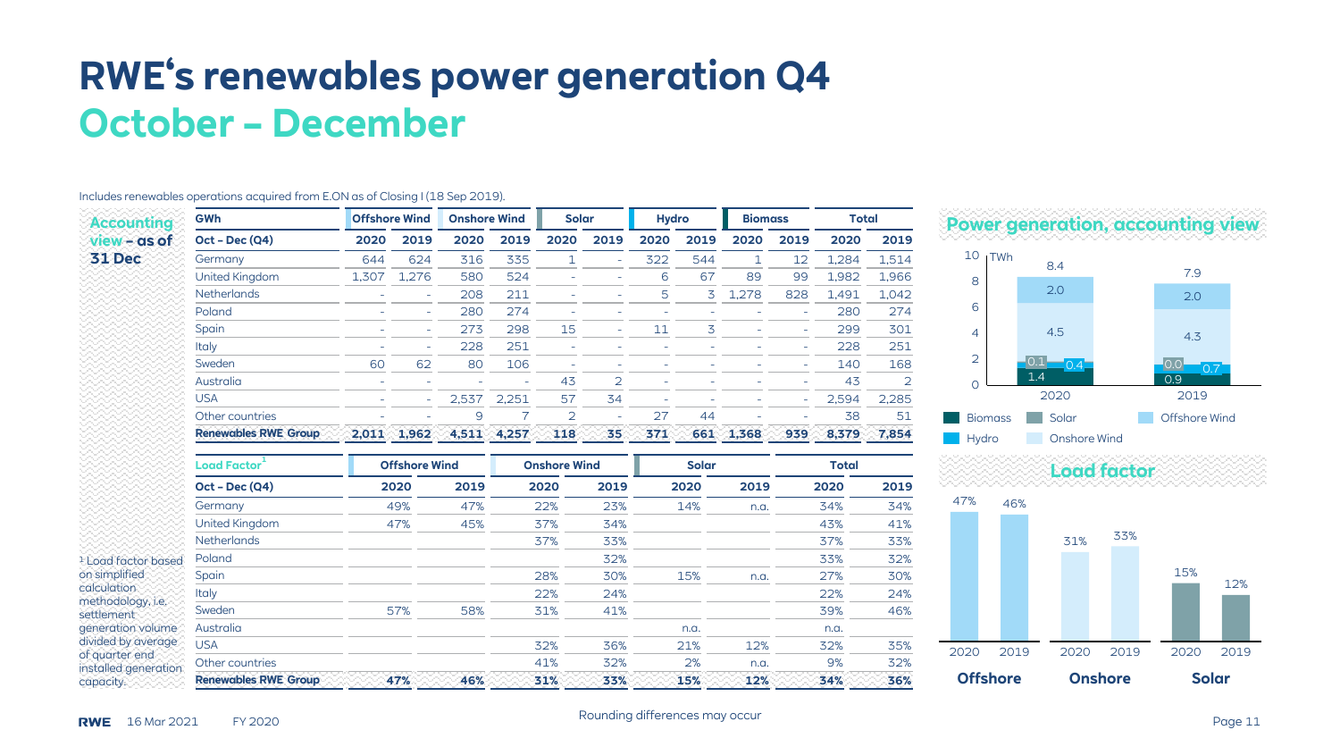# RWE's renewables power generation Q4

## October – December

Includes renewables operations acquired from E.ON as of Closing I (18 Sep 2019).

**Accounting view – as of 31 Dec**

| GWh | Offshore Wind | | Onshore Wind | | Solar | | Hydro | | Biomass | | Total | |
|---|---|---|---|---|---|---|---|---|---|---|---|---|
| Oct – Dec (Q4) | 2020 | 2019 | 2020 | 2019 | 2020 | 2019 | 2020 | 2019 | 2020 | 2019 | 2020 | 2019 |
| Germany | 644 | 624 | 316 | 335 | 1 | - | 322 | 544 | 1 | 12 | 1,284 | 1,514 |
| United Kingdom | 1,307 | 1,276 | 580 | 524 | - | - | 6 | 67 | 89 | 99 | 1,982 | 1,966 |
| Netherlands | - | - | 208 | 211 | - | - | 5 | 3 | 1,278 | 828 | 1,491 | 1,042 |
| Poland | - | - | 280 | 274 | - | - | - | - | - | - | 280 | 274 |
| Spain | - | - | 273 | 298 | 15 | - | 11 | 3 | - | - | 299 | 301 |
| Italy | - | - | 228 | 251 | - | - | - | - | - | - | 228 | 251 |
| Sweden | 60 | 62 | 80 | 106 | - | - | - | - | - | - | 140 | 168 |
| Australia | - | - | - | - | 43 | 2 | - | - | - | - | 43 | 2 |
| USA | - | - | 2,537 | 2,251 | 57 | 34 | - | - | - | - | 2,594 | 2,285 |
| Other countries | - | - | 9 | 7 | 2 | - | 27 | 44 | - | - | 38 | 51 |
| **Renewables RWE Group** | **2,011** | **1,962** | **4,511** | **4,257** | **118** | **35** | **371** | **661** | **1,368** | **939** | **8,379** | **7,854** |

| Load Factor[1] | Offshore Wind | | Onshore Wind | | Solar | | Total | |
|---|---|---|---|---|---|---|---|---|
| Oct – Dec (Q4) | 2020 | 2019 | 2020 | 2019 | 2020 | 2019 | 2020 | 2019 |
| Germany | 49% | 47% | 22% | 23% | 14% | n.a. | 34% | 34% |
| United Kingdom | 47% | 45% | 37% | 34% | | | 43% | 41% |
| Netherlands | | | 37% | 33% | | | 37% | 33% |
| Poland | | | | 32% | | | 33% | 32% |
| Spain | | | 28% | 30% | 15% | n.a. | 27% | 30% |
| Italy | | | 22% | 24% | | | 22% | 24% |
| Sweden | 57% | 58% | 31% | 41% | | | 39% | 46% |
| Australia | | | | | n.a. | | n.a. | |
| USA | | | 32% | 36% | 21% | 12% | 32% | 35% |
| Other countries | | | 41% | 32% | 2% | n.a. | 9% | 32% |
| **Renewables RWE Group** | **47%** | **46%** | **31%** | **33%** | **15%** | **12%** | **34%** | **36%** |

[1] Load factor based on simplified calculation methodology, i.e. settlement generation volume divided by average of quarter end installed generation capacity.

**Power generation, accounting view**

| TWh | 2020 | 2019 |
|---|---|---|
| Biomass | 1.4 | 0.9 |
| Solar | 0.1 | 0.0 |
| Hydro | 0.4 | 0.7 |
| Onshore Wind | 4.5 | 4.3 |
| Offshore Wind | 2.0 | 2.0 |
| Total | 8.4 | 7.9 |

**Load factor**

| | Offshore | | Onshore | | Solar | |
|---|---|---|---|---|---|---|
| | 2020 | 2019 | 2020 | 2019 | 2020 | 2019 |
| Load factor | 47% | 46% | 31% | 33% | 15% | 12% |

Rounding differences may occur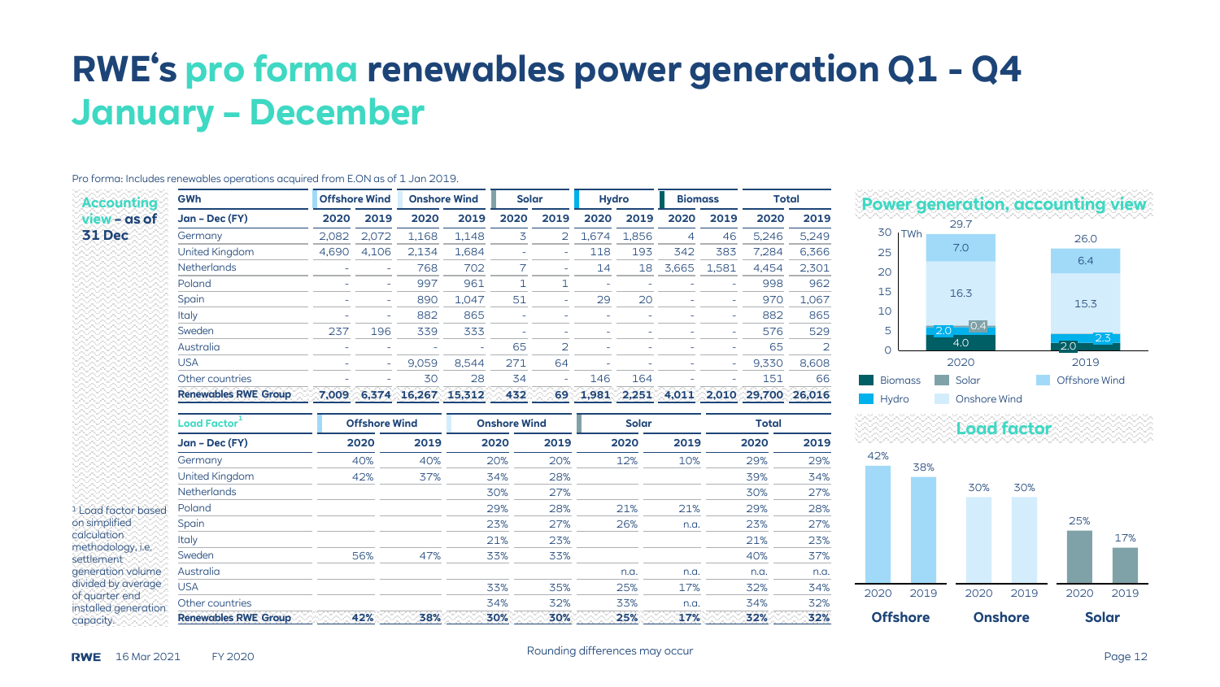# RWE's pro forma renewables power generation Q1 - Q4 January – December

Pro forma: Includes renewables operations acquired from E.ON as of 1 Jan 2019.

**Accounting view – as of 31 Dec**

| GWh | Offshore Wind | | Onshore Wind | | Solar | | Hydro | | Biomass | | Total | |
|---|---|---|---|---|---|---|---|---|---|---|---|---|
| Jan – Dec (FY) | 2020 | 2019 | 2020 | 2019 | 2020 | 2019 | 2020 | 2019 | 2020 | 2019 | 2020 | 2019 |
| Germany | 2,082 | 2,072 | 1,168 | 1,148 | 3 | 2 | 1,674 | 1,856 | 4 | 46 | 5,246 | 5,249 |
| United Kingdom | 4,690 | 4,106 | 2,134 | 1,684 | - | - | 118 | 193 | 342 | 383 | 7,284 | 6,366 |
| Netherlands | - | - | 768 | 702 | 7 | - | 14 | 18 | 3,665 | 1,581 | 4,454 | 2,301 |
| Poland | - | - | 997 | 961 | 1 | 1 | - | - | - | - | 998 | 962 |
| Spain | - | - | 890 | 1,047 | 51 | - | 29 | 20 | - | - | 970 | 1,067 |
| Italy | - | - | 882 | 865 | - | - | - | - | - | - | 882 | 865 |
| Sweden | 237 | 196 | 339 | 333 | - | - | - | - | - | - | 576 | 529 |
| Australia | - | - | - | - | 65 | 2 | - | - | - | - | 65 | 2 |
| USA | - | - | 9,059 | 8,544 | 271 | 64 | - | - | - | - | 9,330 | 8,608 |
| Other countries | - | - | 30 | 28 | 34 | - | 146 | 164 | - | - | 151 | 66 |
| **Renewables RWE Group** | **7,009** | **6,374** | **16,267** | **15,312** | **432** | **69** | **1,981** | **2,251** | **4,011** | **2,010** | **29,700** | **26,016** |

| Load Factor[1] | Offshore Wind | | Onshore Wind | | Solar | | Total | |
|---|---|---|---|---|---|---|---|---|
| Jan – Dec (FY) | 2020 | 2019 | 2020 | 2019 | 2020 | 2019 | 2020 | 2019 |
| Germany | 40% | 40% | 20% | 20% | 12% | 10% | 29% | 29% |
| United Kingdom | 42% | 37% | 34% | 28% | | | 39% | 34% |
| Netherlands | | | 30% | 27% | | | 30% | 27% |
| Poland | | | 29% | 28% | 21% | 21% | 29% | 28% |
| Spain | | | 23% | 27% | 26% | n.a. | 23% | 27% |
| Italy | | | 21% | 23% | | | 21% | 23% |
| Sweden | 56% | 47% | 33% | 33% | | | 40% | 37% |
| Australia | | | | | n.a. | n.a. | n.a. | n.a. |
| USA | | | 33% | 35% | 25% | 17% | 32% | 34% |
| Other countries | | | 34% | 32% | 33% | n.a. | 34% | 32% |
| **Renewables RWE Group** | **42%** | **38%** | **30%** | **30%** | **25%** | **17%** | **32%** | **32%** |

[1] Load factor based on simplified calculation methodology, i.e. settlement generation volume divided by average of quarter end installed generation capacity.

**Power generation, accounting view**

| TWh | 2020 | 2019 |
|---|---|---|
| Biomass | 4.0 | 2.0 |
| Hydro | 2.0 | 2.3 |
| Solar | 0.4 | |
| Onshore Wind | 16.3 | 15.3 |
| Offshore Wind | 7.0 | 6.4 |
| Total | 29.7 | 26.0 |

**Load factor**

| | 2020 | 2019 |
|---|---|---|
| Offshore | 42% | 38% |
| Onshore | 30% | 30% |
| Solar | 25% | 17% |

Rounding differences may occur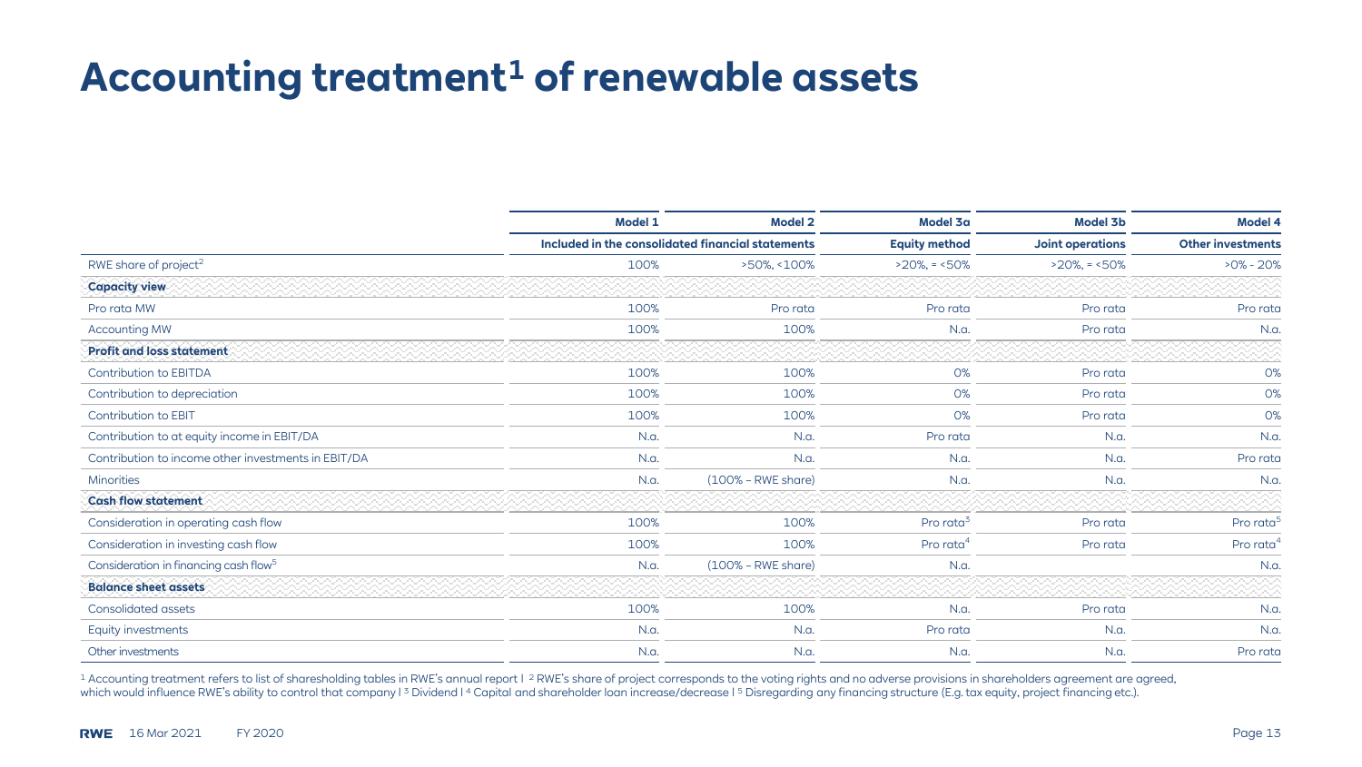# Accounting treatment[1] of renewable assets

| | Model 1 | Model 2 | Model 3a | Model 3b | Model 4 |
|---|---|---|---|---|---|
| | Included in the consolidated financial statements | | Equity method | Joint operations | Other investments |
| RWE share of project[2] | 100% | >50%, <100% | >20%, = <50% | >20%, = <50% | >0% - 20% |
| **Capacity view** | | | | | |
| Pro rata MW | 100% | Pro rata | Pro rata | Pro rata | Pro rata |
| Accounting MW | 100% | 100% | N.a. | Pro rata | N.a. |
| **Profit and loss statement** | | | | | |
| Contribution to EBITDA | 100% | 100% | 0% | Pro rata | 0% |
| Contribution to depreciation | 100% | 100% | 0% | Pro rata | 0% |
| Contribution to EBIT | 100% | 100% | 0% | Pro rata | 0% |
| Contribution to at equity income in EBIT/DA | N.a. | N.a. | Pro rata | N.a. | N.a. |
| Contribution to income other investments in EBIT/DA | N.a. | N.a. | N.a. | N.a. | Pro rata |
| Minorities | N.a. | (100% – RWE share) | N.a. | N.a. | N.a. |
| **Cash flow statement** | | | | | |
| Consideration in operating cash flow | 100% | 100% | Pro rata[3] | Pro rata | Pro rata[5] |
| Consideration in investing cash flow | 100% | 100% | Pro rata[4] | Pro rata | Pro rata[4] |
| Consideration in financing cash flow[5] | N.a. | (100% – RWE share) | N.a. | | N.a. |
| **Balance sheet assets** | | | | | |
| Consolidated assets | 100% | 100% | N.a. | Pro rata | N.a. |
| Equity investments | N.a. | N.a. | Pro rata | N.a. | N.a. |
| Other investments | N.a. | N.a. | N.a. | N.a. | Pro rata |

[1] Accounting treatment refers to list of sharesholding tables in RWE's annual report | [2] RWE's share of project corresponds to the voting rights and no adverse provisions in shareholders agreement are agreed, which would influence RWE's ability to control that company | [3] Dividend | [4] Capital and shareholder loan increase/decrease | [5] Disregarding any financing structure (E.g. tax equity, project financing etc.).